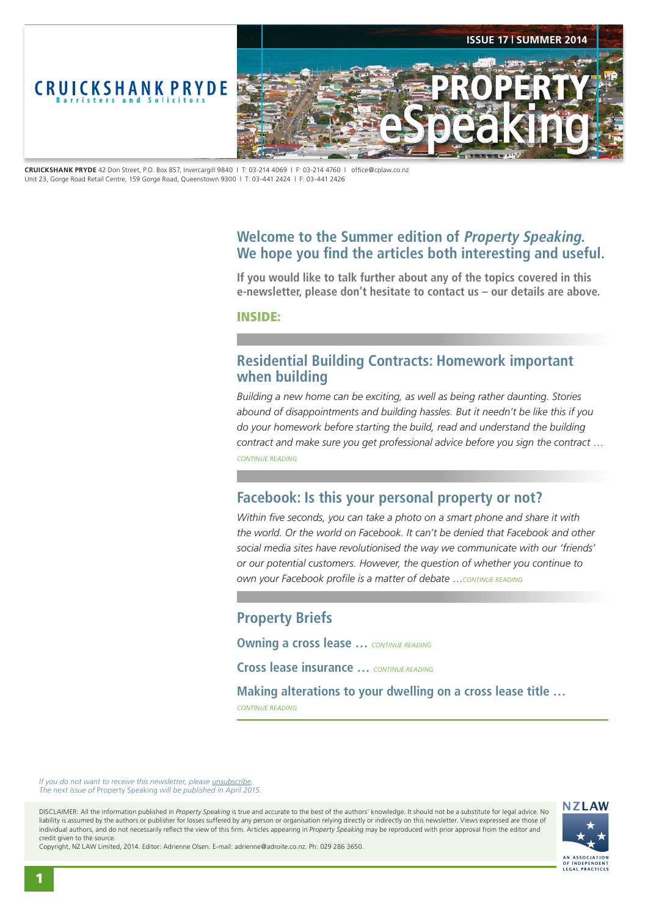# CRUICKSHANK PRYDE
Barristers and Solicitors

ISSUE 17 | SUMMER 2014

# PROPERTY eSpeaking

**CRUICKSHANK PRYDE** 42 Don Street, P.O. Box 857, Invercargill 9840 | T: 03-214 4069 | F: 03-214 4760 | office@cplaw.co.nz
Unit 23, Gorge Road Retail Centre, 159 Gorge Road, Queenstown 9300 | T: 03-441 2424 | F: 03-441 2426

## Welcome to the Summer edition of *Property Speaking*. We hope you find the articles both interesting and useful.

**If you would like to talk further about any of the topics covered in this e-newsletter, please don't hesitate to contact us – our details are above.**

**INSIDE:**

## Residential Building Contracts: Homework important when building

*Building a new home can be exciting, as well as being rather daunting. Stories abound of disappointments and building hassles. But it needn't be like this if you do your homework before starting the build, read and understand the building contract and make sure you get professional advice before you sign the contract …*

CONTINUE READING

## Facebook: Is this your personal property or not?

*Within five seconds, you can take a photo on a smart phone and share it with the world. Or the world on Facebook. It can't be denied that Facebook and other social media sites have revolutionised the way we communicate with our 'friends' or our potential customers. However, the question of whether you continue to own your Facebook profile is a matter of debate …*CONTINUE READING

## Property Briefs

**Owning a cross lease …** CONTINUE READING

**Cross lease insurance …** CONTINUE READING

**Making alterations to your dwelling on a cross lease title …**
CONTINUE READING

*If you do not want to receive this newsletter, please unsubscribe.*
*The next issue of* Property Speaking *will be published in April 2015.*

DISCLAIMER: All the information published in *Property Speaking* is true and accurate to the best of the authors' knowledge. It should not be a substitute for legal advice. No liability is assumed by the authors or publisher for losses suffered by any person or organisation relying directly or indirectly on this newsletter. Views expressed are those of individual authors, and do not necessarily reflect the view of this firm. Articles appearing in *Property Speaking* may be reproduced with prior approval from the editor and credit given to the source.
Copyright, NZ LAW Limited, 2014. Editor: Adrienne Olsen. E-mail: adrienne@adroite.co.nz. Ph: 029 286 3650.

NZLAW
AN ASSOCIATION OF INDEPENDENT LEGAL PRACTICES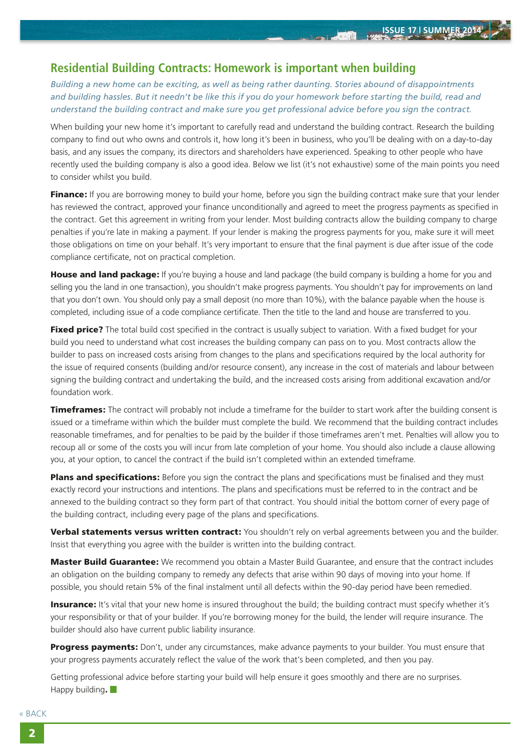## Residential Building Contracts: Homework is important when building

*Building a new home can be exciting, as well as being rather daunting. Stories abound of disappointments and building hassles. But it needn't be like this if you do your homework before starting the build, read and understand the building contract and make sure you get professional advice before you sign the contract.*

When building your new home it's important to carefully read and understand the building contract. Research the building company to find out who owns and controls it, how long it's been in business, who you'll be dealing with on a day-to-day basis, and any issues the company, its directors and shareholders have experienced. Speaking to other people who have recently used the building company is also a good idea. Below we list (it's not exhaustive) some of the main points you need to consider whilst you build.

**Finance:** If you are borrowing money to build your home, before you sign the building contract make sure that your lender has reviewed the contract, approved your finance unconditionally and agreed to meet the progress payments as specified in the contract. Get this agreement in writing from your lender. Most building contracts allow the building company to charge penalties if you're late in making a payment. If your lender is making the progress payments for you, make sure it will meet those obligations on time on your behalf. It's very important to ensure that the final payment is due after issue of the code compliance certificate, not on practical completion.

**House and land package:** If you're buying a house and land package (the build company is building a home for you and selling you the land in one transaction), you shouldn't make progress payments. You shouldn't pay for improvements on land that you don't own. You should only pay a small deposit (no more than 10%), with the balance payable when the house is completed, including issue of a code compliance certificate. Then the title to the land and house are transferred to you.

**Fixed price?** The total build cost specified in the contract is usually subject to variation. With a fixed budget for your build you need to understand what cost increases the building company can pass on to you. Most contracts allow the builder to pass on increased costs arising from changes to the plans and specifications required by the local authority for the issue of required consents (building and/or resource consent), any increase in the cost of materials and labour between signing the building contract and undertaking the build, and the increased costs arising from additional excavation and/or foundation work.

**Timeframes:** The contract will probably not include a timeframe for the builder to start work after the building consent is issued or a timeframe within which the builder must complete the build. We recommend that the building contract includes reasonable timeframes, and for penalties to be paid by the builder if those timeframes aren't met. Penalties will allow you to recoup all or some of the costs you will incur from late completion of your home. You should also include a clause allowing you, at your option, to cancel the contract if the build isn't completed within an extended timeframe.

**Plans and specifications:** Before you sign the contract the plans and specifications must be finalised and they must exactly record your instructions and intentions. The plans and specifications must be referred to in the contract and be annexed to the building contract so they form part of that contract. You should initial the bottom corner of every page of the building contract, including every page of the plans and specifications.

**Verbal statements versus written contract:** You shouldn't rely on verbal agreements between you and the builder. Insist that everything you agree with the builder is written into the building contract.

**Master Build Guarantee:** We recommend you obtain a Master Build Guarantee, and ensure that the contract includes an obligation on the building company to remedy any defects that arise within 90 days of moving into your home. If possible, you should retain 5% of the final instalment until all defects within the 90-day period have been remedied.

**Insurance:** It's vital that your new home is insured throughout the build; the building contract must specify whether it's your responsibility or that of your builder. If you're borrowing money for the build, the lender will require insurance. The builder should also have current public liability insurance.

**Progress payments:** Don't, under any circumstances, make advance payments to your builder. You must ensure that your progress payments accurately reflect the value of the work that's been completed, and then you pay.

Getting professional advice before starting your build will help ensure it goes smoothly and there are no surprises. Happy building.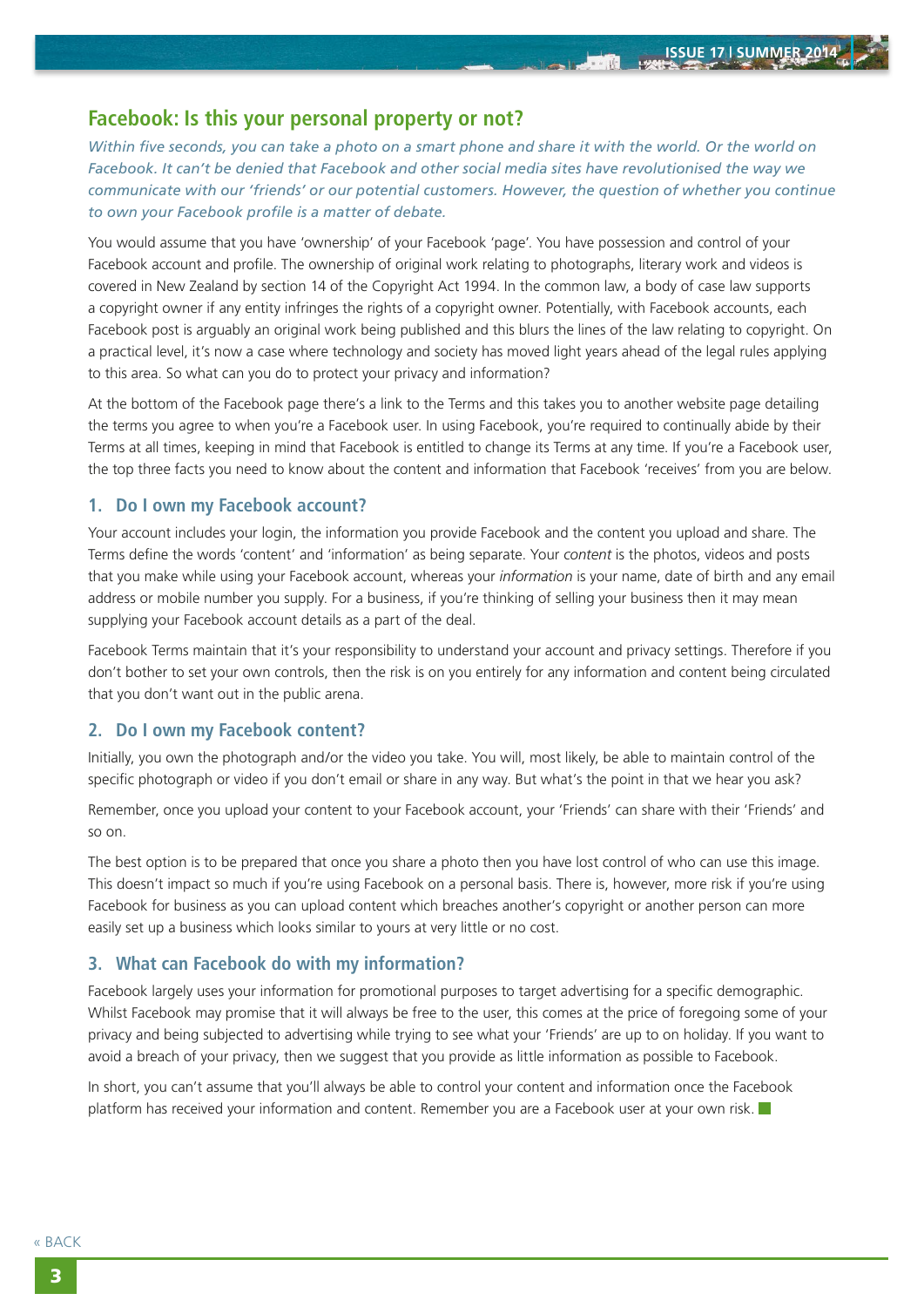## Facebook: Is this your personal property or not?

*Within five seconds, you can take a photo on a smart phone and share it with the world. Or the world on Facebook. It can't be denied that Facebook and other social media sites have revolutionised the way we communicate with our 'friends' or our potential customers. However, the question of whether you continue to own your Facebook profile is a matter of debate.*

You would assume that you have 'ownership' of your Facebook 'page'. You have possession and control of your Facebook account and profile. The ownership of original work relating to photographs, literary work and videos is covered in New Zealand by section 14 of the Copyright Act 1994. In the common law, a body of case law supports a copyright owner if any entity infringes the rights of a copyright owner. Potentially, with Facebook accounts, each Facebook post is arguably an original work being published and this blurs the lines of the law relating to copyright. On a practical level, it's now a case where technology and society has moved light years ahead of the legal rules applying to this area. So what can you do to protect your privacy and information?

At the bottom of the Facebook page there's a link to the Terms and this takes you to another website page detailing the terms you agree to when you're a Facebook user. In using Facebook, you're required to continually abide by their Terms at all times, keeping in mind that Facebook is entitled to change its Terms at any time. If you're a Facebook user, the top three facts you need to know about the content and information that Facebook 'receives' from you are below.

### 1. Do I own my Facebook account?

Your account includes your login, the information you provide Facebook and the content you upload and share. The Terms define the words 'content' and 'information' as being separate. Your *content* is the photos, videos and posts that you make while using your Facebook account, whereas your *information* is your name, date of birth and any email address or mobile number you supply. For a business, if you're thinking of selling your business then it may mean supplying your Facebook account details as a part of the deal.

Facebook Terms maintain that it's your responsibility to understand your account and privacy settings. Therefore if you don't bother to set your own controls, then the risk is on you entirely for any information and content being circulated that you don't want out in the public arena.

### 2. Do I own my Facebook content?

Initially, you own the photograph and/or the video you take. You will, most likely, be able to maintain control of the specific photograph or video if you don't email or share in any way. But what's the point in that we hear you ask?

Remember, once you upload your content to your Facebook account, your 'Friends' can share with their 'Friends' and so on.

The best option is to be prepared that once you share a photo then you have lost control of who can use this image. This doesn't impact so much if you're using Facebook on a personal basis. There is, however, more risk if you're using Facebook for business as you can upload content which breaches another's copyright or another person can more easily set up a business which looks similar to yours at very little or no cost.

### 3. What can Facebook do with my information?

Facebook largely uses your information for promotional purposes to target advertising for a specific demographic. Whilst Facebook may promise that it will always be free to the user, this comes at the price of foregoing some of your privacy and being subjected to advertising while trying to see what your 'Friends' are up to on holiday. If you want to avoid a breach of your privacy, then we suggest that you provide as little information as possible to Facebook.

In short, you can't assume that you'll always be able to control your content and information once the Facebook platform has received your information and content. Remember you are a Facebook user at your own risk.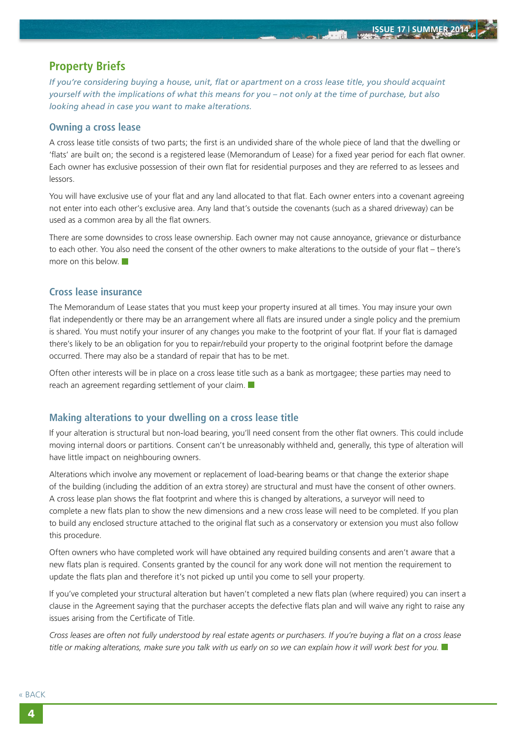## Property Briefs

*If you're considering buying a house, unit, flat or apartment on a cross lease title, you should acquaint yourself with the implications of what this means for you – not only at the time of purchase, but also looking ahead in case you want to make alterations.*

### Owning a cross lease

A cross lease title consists of two parts; the first is an undivided share of the whole piece of land that the dwelling or 'flats' are built on; the second is a registered lease (Memorandum of Lease) for a fixed year period for each flat owner. Each owner has exclusive possession of their own flat for residential purposes and they are referred to as lessees and lessors.

You will have exclusive use of your flat and any land allocated to that flat. Each owner enters into a covenant agreeing not enter into each other's exclusive area. Any land that's outside the covenants (such as a shared driveway) can be used as a common area by all the flat owners.

There are some downsides to cross lease ownership. Each owner may not cause annoyance, grievance or disturbance to each other. You also need the consent of the other owners to make alterations to the outside of your flat – there's more on this below.

### Cross lease insurance

The Memorandum of Lease states that you must keep your property insured at all times. You may insure your own flat independently or there may be an arrangement where all flats are insured under a single policy and the premium is shared. You must notify your insurer of any changes you make to the footprint of your flat. If your flat is damaged there's likely to be an obligation for you to repair/rebuild your property to the original footprint before the damage occurred. There may also be a standard of repair that has to be met.

Often other interests will be in place on a cross lease title such as a bank as mortgagee; these parties may need to reach an agreement regarding settlement of your claim.

### Making alterations to your dwelling on a cross lease title

If your alteration is structural but non-load bearing, you'll need consent from the other flat owners. This could include moving internal doors or partitions. Consent can't be unreasonably withheld and, generally, this type of alteration will have little impact on neighbouring owners.

Alterations which involve any movement or replacement of load-bearing beams or that change the exterior shape of the building (including the addition of an extra storey) are structural and must have the consent of other owners. A cross lease plan shows the flat footprint and where this is changed by alterations, a surveyor will need to complete a new flats plan to show the new dimensions and a new cross lease will need to be completed. If you plan to build any enclosed structure attached to the original flat such as a conservatory or extension you must also follow this procedure.

Often owners who have completed work will have obtained any required building consents and aren't aware that a new flats plan is required. Consents granted by the council for any work done will not mention the requirement to update the flats plan and therefore it's not picked up until you come to sell your property.

If you've completed your structural alteration but haven't completed a new flats plan (where required) you can insert a clause in the Agreement saying that the purchaser accepts the defective flats plan and will waive any right to raise any issues arising from the Certificate of Title.

*Cross leases are often not fully understood by real estate agents or purchasers. If you're buying a flat on a cross lease title or making alterations, make sure you talk with us early on so we can explain how it will work best for you.*